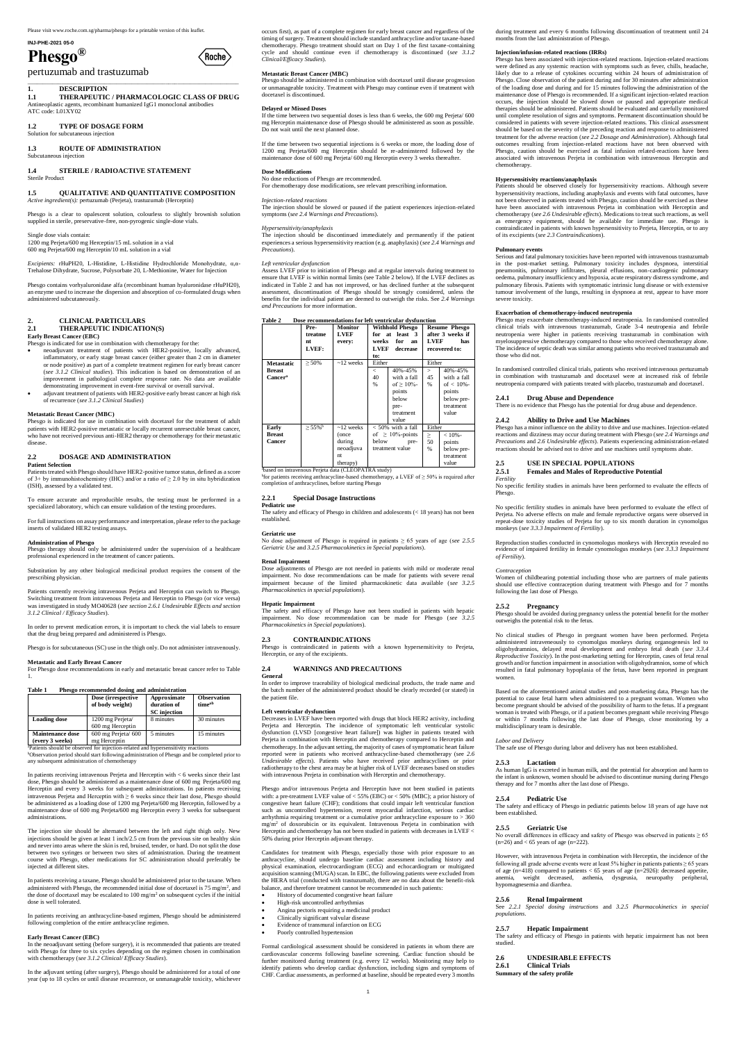Please visit www.roche.com.sg/pharma/phesgo for a printable version of this leaflet.

**INJ-PHE-2021 05-0**

# Phesgo®

pertuzumab and trastuzumab

## 1. DESCRIPTION

### 1.1 THERAPEUTIC / PHARMACOLOGIC CLASS OF DRUG

Antineoplastic agents, recombinant humanized IgG1 monoclonal antibodies
ATC code: L01XY02

### 1.2 TYPE OF DOSAGE FORM

Solution for subcutaneous injection

### 1.3 ROUTE OF ADMINISTRATION

Subcutaneous injection

### 1.4 STERILE / RADIOACTIVE STATEMENT

Sterile Product

### 1.5 QUALITATIVE AND QUANTITATIVE COMPOSITION

*Active ingredient(s):* pertuzumab (Perjeta), trastuzumab (Herceptin)

Phesgo is a clear to opalescent solution, colourless to slightly brownish solution supplied in sterile, preservative-free, non-pyrogenic single-dose vials.

Single dose vials contain:
1200 mg Perjeta/600 mg Herceptin/15 mL solution in a vial
600 mg Perjeta/600 mg Herceptin/10 mL solution in a vial

*Excipients:* rHuPH20, L-Histidine, L-Histidine Hydrochloride Monohydrate, α,α-Trehalose Dihydrate, Sucrose, Polysorbate 20, L-Methionine, Water for Injection

Phesgo contains vorhyaluronidase alfa (recombinant human hyaluronidase rHuPH20), an enzyme used to increase the dispersion and absorption of co-formulated drugs when administered subcutaneously.

## 2. CLINICAL PARTICULARS

### 2.1 THERAPEUTIC INDICATION(S)

**Early Breast Cancer (EBC)**

Phesgo is indicated for use in combination with chemotherapy for the:

- neoadjuvant treatment of patients with HER2-positive, locally advanced, inflammatory, or early stage breast cancer (either greater than 2 cm in diameter or node positive) as part of a complete treatment regimen for early breast cancer (see *3.1.2 Clinical studies*). This indication is based on demonstration of an improvement in pathological complete response rate. No data are available demonstrating improvement in event-free survival or overall survival.
- adjuvant treatment of patients with HER2-positive early breast cancer at high risk of recurrence (see *3.1.2 Clinical Studies*)

**Metastatic Breast Cancer (MBC)**

Phesgo is indicated for use in combination with docetaxel for the treatment of adult patients with HER2-positive metastatic or locally recurrent unresectable breast cancer, who have not received previous anti-HER2 therapy or chemotherapy for their metastatic disease.

### 2.2 DOSAGE AND ADMINISTRATION

**Patient Selection**

Patients treated with Phesgo should have HER2-positive tumor status, defined as a score of 3+ by immunohistochemistry (IHC) and/or a ratio of ≥ 2.0 by in situ hybridization (ISH), assessed by a validated test.

To ensure accurate and reproducible results, the testing must be performed in a specialized laboratory, which can ensure validation of the testing procedures.

For full instructions on assay performance and interpretation, please refer to the package inserts of validated HER2 testing assays.

**Administration of Phesgo**

Phesgo therapy should only be administered under the supervision of a healthcare professional experienced in the treatment of cancer patients.

Substitution by any other biological medicinal product requires the consent of the prescribing physician.

Patients currently receiving intravenous Perjeta and Herceptin can switch to Phesgo. Switching treatment from intravenous Perjeta and Herceptin to Phesgo (or vice versa) was investigated in study MO40628 (*see section 2.6.1 Undesirable Effects and section 3.1.2 Clinical / Efficacy Studies*).

In order to prevent medication errors, it is important to check the vial labels to ensure that the drug being prepared and administered is Phesgo.

Phesgo is for subcutaneous (SC) use in the thigh only. Do not administer intravenously.

**Metastatic and Early Breast Cancer**

For Phesgo dose recommendations in early and metastatic breast cancer refer to Table 1.

**Table 1 Phesgo recommended dosing and administration**

| | Dose (irrespective of body weight) | Approximate duration of SC injection | Observation time[ab] |
|---|---|---|---|
| **Loading dose** | 1200 mg Perjeta/ 600 mg Herceptin | 8 minutes | 30 minutes |
| **Maintenance dose (every 3 weeks)** | 600 mg Perjeta/ 600 mg Herceptin | 5 minutes | 15 minutes |

[a]Patients should be observed for injection-related and hypersensitivity reactions
[b]Observation period should start following administration of Phesgo and be completed prior to any subsequent administration of chemotherapy

In patients receiving intravenous Perjeta and Herceptin with < 6 weeks since their last dose, Phesgo should be administered as a maintenance dose of 600 mg Perjeta/600 mg Herceptin and every 3 weeks for subsequent administrations. In patients receiving intravenous Perjeta and Herceptin with ≥ 6 weeks since their last dose, Phesgo should be administered as a loading dose of 1200 mg Perjeta/600 mg Herceptin, followed by a maintenance dose of 600 mg Perjeta/600 mg Herceptin every 3 weeks for subsequent administrations.

The injection site should be alternated between the left and right thigh only. New injections should be given at least 1 inch/2.5 cm from the previous site on healthy skin and never into areas where the skin is red, bruised, tender, or hard. Do not split the dose between two syringes or between two sites of administration. During the treatment course with Phesgo, other medications for SC administration should preferably be injected at different sites.

In patients receiving a taxane, Phesgo should be administered prior to the taxane. When administered with Phesgo, the recommended initial dose of docetaxel is 75 mg/m², and the dose of docetaxel may be escalated to 100 mg/m² on subsequent cycles if the initial dose is well tolerated.

In patients receiving an anthracycline-based regimen, Phesgo should be administered following completion of the entire anthracycline regimen.

**Early Breast Cancer (EBC)**

In the neoadjuvant setting (before surgery), it is recommended that patients are treated with Phesgo for three to six cycles depending on the regimen chosen in combination with chemotherapy (*see 3.1.2 Clinical/ Efficacy Studies*).

In the adjuvant setting (after surgery), Phesgo should be administered for a total of one year (up to 18 cycles or until disease recurrence, or unmanageable toxicity, whichever occurs first), as part of a complete regimen for early breast cancer and regardless of the timing of surgery. Treatment should include standard anthracycline and/or taxane-based chemotherapy. Phesgo treatment should start on Day 1 of the first taxane-containing cycle and should continue even if chemotherapy is discontinued (*see 3.1.2 Clinical/Efficacy Studies*).

**Metastatic Breast Cancer (MBC)**

Phesgo should be administered in combination with docetaxel until disease progression or unmanageable toxicity. Treatment with Phesgo may continue even if treatment with docetaxel is discontinued.

**Delayed or Missed Doses**

If the time between two sequential doses is less than 6 weeks, the 600 mg Perjeta/ 600 mg Herceptin maintenance dose of Phesgo should be administered as soon as possible. Do not wait until the next planned dose.

If the time between two sequential injections is 6 weeks or more, the loading dose of 1200 mg Perjeta/600 mg Herceptin should be re-adminstered followed by the maintenance dose of 600 mg Perjeta/ 600 mg Herceptin every 3 weeks thereafter.

**Dose Modifications**

No dose reductions of Phesgo are recommended.
For chemotherapy dose modifications, see relevant prescribing information.

*Injection-related reactions*

The injection should be slowed or paused if the patient experiences injection-related symptoms (*see 2.4 Warnings and Precautions*).

*Hypersensitivity/anaphylaxis*

The injection should be discontinued immediately and permanently if the patient experiences a serious hypersensitivity reaction (e.g. anaphylaxis) (*see 2.4 Warnings and Precautions*).

*Left ventricular dysfunction*

Assess LVEF prior to initiation of Phesgo and at regular intervals during treatment to ensure that LVEF is within normal limits (see Table 2 below). If the LVEF declines as indicated in Table 2 and has not improved, or has declined further at the subsequent assessment, discontinuation of Phesgo should be strongly considered, unless the benefits for the individual patient are deemed to outweigh the risks. See *2.4 Warnings and Precautions* for more information.

**Table 2 Dose recommendations for left ventricular dysfunction**

| | Pre-treatment LVEF: | Monitor LVEF every: | Withhold Phesgo for at least 3 weeks for an LVEF decrease to: | | Resume Phesgo after 3 weeks if LVEF has recovered to: | |
|---|---|---|---|---|---|---|
| **Metastatic Breast Cancer[a]** | ≥ 50% | ~12 weeks | Either | | Either | |
| | | | < 40 % | 40%-45% with a fall of ≥ 10%-points below pre-treatment value | > 45 % | 40%-45% with a fall of < 10%-points below pre-treatment value |
| **Early Breast Cancer** | ≥ 55%[b] | ~12 weeks (once during neoadjuvant therapy) | < 50% with a fall of ≥ 10%-points below pre-treatment value | | Either | |
| | | | | | ≥ 50 % | < 10%-points below pre-treatment value |

[a]based on intravenous Perjeta data (CLEOPATRA study)
[b]for patients receiving anthracycline-based chemotherapy, a LVEF of ≥ 50% is required after completion of anthracyclines, before starting Phesgo

#### 2.2.1 Special Dosage Instructions

**Pediatric use**

The safety and efficacy of Phesgo in children and adolescents (< 18 years) has not been established.

**Geriatric use**

No dose adjustment of Phesgo is required in patients ≥ 65 years of age (*see 2.5.5 Geriatric Use and 3.2.5 Pharmacokinetics in Special populations*).

**Renal Impairment**

Dose adjustments of Phesgo are not needed in patients with mild or moderate renal impairment. No dose recommendations can be made for patients with severe renal impairment because of the limited pharmacokinetic data available (*see 3.2.5 Pharmacokinetics in special populations*).

**Hepatic Impairment**

The safety and efficacy of Phesgo have not been studied in patients with hepatic impairment. No dose recommendation can be made for Phesgo (*see 3.2.5 Pharmacokinetics in special populations*).

### 2.3 CONTRAINDICATIONS

Phesgo is contraindicated in patients with a known hypersensitivity to Perjeta, Herceptin, or any of the excipients.

### 2.4 WARNINGS AND PRECAUTIONS

**General**

In order to improve traceability of biological medicinal products, the trade name and the batch number of the administered product should be clearly recorded (or stated) in the patient file.

**Left ventricular dysfunction**

Decreases in LVEF have been reported with drugs that block HER2 activity, including Perjeta and Herceptin. The incidence of symptomatic left ventricular systolic dysfunction (LVSD [congestive heart failure]) was higher in patients treated with Perjeta in combination with Herceptin and chemotherapy compared to Herceptin and chemotherapy. In the adjuvant setting, the majority of cases of symptomatic heart failure reported were in patients who received anthracycline-based chemotherapy (see *2.6 Undesirable effects*). Patients who have received prior anthracyclines or prior radiotherapy to the chest area may be at higher risk of LVEF decreases based on studies with intravenous Perjeta in combination with Herceptin and chemotherapy.

Phesgo and/or intravenous Perjeta and Herceptin have not been studied in patients with: a pre-treatment LVEF value of < 55% (EBC) or < 50% (MBC); a prior history of congestive heart failure (CHF); conditions that could impair left ventricular function such as uncontrolled hypertension, recent myocardial infarction, serious cardiac arrhythmia requiring treatment or a cumulative prior anthracycline exposure to > 360 mg/m² of doxorubicin or its equivalent. Intravenous Perjeta in combination with Herceptin and chemotherapy has not been studied in patients with decreases in LVEF < 50% during prior Herceptin adjuvant therapy.

Candidates for treatment with Phesgo, especially those with prior exposure to an anthracycline, should undergo baseline cardiac assessment including history and physical examination, electrocardiogram (ECG) and echocardiogram or multigated acquisition scanning (MUGA) scan. In EBC, the following patients were excluded from the HERA trial (conducted with trastuzumab), there are no data about the benefit-risk balance, and therefore treatment cannot be recommended in such patients:

- History of documented congestive heart failure
- High-risk uncontrolled arrhythmias
- Angina pectoris requiring a medicinal product
- Clinically significant valvular disease
- Evidence of transmural infarction on ECG
- Poorly controlled hypertension

Formal cardiological assessment should be considered in patients in whom there are cardiovascular concerns following baseline screening. Cardiac function should be further monitored during treatment (e.g. every 12 weeks). Monitoring may help to identify patients who develop cardiac dysfunction, including signs and symptoms of CHF. Cardiac assessments, as performed at baseline, should be repeated every 3 months during treatment and every 6 months following discontinuation of treatment until 24 months from the last administration of Phesgo.

**Injection/infusion-related reactions (IRRs)**

Phesgo has been associated with injection-related reactions. Injection-related reactions were defined as any systemic reaction with symptoms such as fever, chills, headache, likely due to a release of cytokines occurring within 24 hours of administration of Phesgo. Close observation of the patient during and for 30 minutes after administration of the loading dose and during and for 15 minutes following the administration of the maintenance dose of Phesgo is recommended. If a significant injection-related reaction occurs, the injection should be slowed down or paused and appropriate medical therapies should be administered. Patients should be evaluated and carefully monitored until complete resolution of signs and symptoms. Permanent discontinuation should be considered in patients with severe injection-related reactions. This clinical assessment should be based on the severity of the preceding reaction and response to administered treatment for the adverse reaction (*see 2.2 Dosage and Administration*). Although fatal outcomes resulting from injection-related reactions have not been observed with Phesgo, caution should be exercised as fatal infusion related-reactions have been associated with intravenous Perjeta in combination with intravenous Herceptin and chemotherapy.

**Hypersensitivity reactions/anaphylaxis**

Patients should be observed closely for hypersensitivity reactions. Although severe hypersensitivity reactions, including anaphylaxis and events with fatal outcomes, have not been observed in patients treated with Phesgo, caution should be exercised as these have been associated with intravenous Perjeta in combination with Herceptin and chemotherapy (*see 2.6 Undesirable effects*). Medications to treat such reactions, as well as emergency equipment, should be available for immediate use. Phesgo is contraindicated in patients with known hypersensitivity to Perjeta, Herceptin, or to any of its excipients (*see 2.3 Contraindications*).

**Pulmonary events**

Serious and fatal pulmonary toxicities have been reported with intravenous trastuzumab in the post-market setting. Pulmonary toxicity includes dyspnoea, interstitial pneumonitis, pulmonary infiltrates, pleural effusions, non-cardiogenic pulmonary oedema, pulmonary insufficiency and hypoxia, acute respiratory distress syndrome, and pulmonary fibrosis. Patients with symptomatic intrinsic lung disease or with extensive tumour involvement of the lungs, resulting in dyspnoea at rest, appear to have more severe toxicity.

**Exacerbation of chemotherapy-induced neutropenia**

Phesgo may exacerbate chemotherapy-induced neutropenia. In randomised controlled clinical trials with intravenous trastuzumab, Grade 3-4 neutropenia and febrile neutropenia were higher in patients receiving trastuzumab in combination with myelosuppressive chemotherapy compared to those who received chemotherapy alone. The incidence of septic death was similar among patients who received trastuzumab and those who did not.

In randomised controlled clinical trials, patients who received intravenous pertuzumab in combination with trastuzumab and docetaxel were at increased risk of febrile neutropenia compared with patients treated with placebo, trastuzumab and docetaxel.

#### 2.4.1 Drug Abuse and Dependence

There is no evidence that Phesgo has the potential for drug abuse and dependence.

#### 2.4.2 Ability to Drive and Use Machines

Phesgo has a minor influence on the ability to drive and use machines. Injection-related reactions and dizziness may occur during treatment with Phesgo (*see 2.4 Warnings and Precautions and 2.6 Undesirable effects*). Patients experiencing administration-related reactions should be advised not to drive and use machines until symptoms abate.

### 2.5 USE IN SPECIAL POPULATIONS

#### 2.5.1 Females and Males of Reproductive Potential

*Fertility*

No specific fertility studies in animals have been performed to evaluate the effects of Phesgo.

No specific fertility studies in animals have been performed to evaluate the effect of Perjeta. No adverse effects on male and female reproductive organs were observed in repeat-dose toxicity studies of Perjeta for up to six month duration in cynomolgus monkeys (*see 3.3.3 Impairment of Fertility*).

Reproduction studies conducted in cynomolgus monkeys with Herceptin revealed no evidence of impaired fertility in female cynomolgus monkeys (*see 3.3.3 Impairment of Fertility*).

*Contraception*

Women of childbearing potential including those who are partners of male patients should use effective contraception during treatment with Phesgo and for 7 months following the last dose of Phesgo.

#### 2.5.2 Pregnancy

Phesgo should be avoided during pregnancy unless the potential benefit for the mother outweighs the potential risk to the fetus.

No clinical studies of Phesgo in pregnant women have been performed. Perjeta administered intraveneously to cynomolgus monkeys during organogenesis led to oligohydramnios, delayed renal development and embryo fetal death (*see 3.3.4 Reproductive Toxicity*). In the post-marketing setting for Herceptin, cases of fetal renal growth and/or function impairment in association with oligohydramnios, some of which resulted in fatal pulmonary hypoplasia of the fetus, have been reported in pregnant women.

Based on the aforementioned animal studies and post-marketing data, Phesgo has the potential to cause fetal harm when administered to a pregnant woman. Women who become pregnant should be advised of the possibility of harm to the fetus. If a pregnant woman is treated with Phesgo, or if a patient becomes pregnant while receiving Phesgo or within 7 months following the last dose of Phesgo, close monitoring by a multidisciplinary team is desirable.

*Labor and Delivery*

The safe use of Phesgo during labor and delivery has not been established.

#### 2.5.3 Lactation

As human IgG is excreted in human milk, and the potential for absorption and harm to the infant is unknown, women should be advised to discontinue nursing during Phesgo therapy and for 7 months after the last dose of Phesgo.

#### 2.5.4 Pediatric Use

The safety and efficacy of Phesgo in pediatric patients below 18 years of age have not been established.

#### 2.5.5 Geriatric Use

No overall differences in efficacy and safety of Phesgo was observed in patients ≥ 65 (n=26) and < 65 years of age (n=222).

However, with intravenous Perjeta in combination with Herceptin, the incidence of the following all grade adverse events were at least 5% higher in patients patients ≥ 65 years of age (n=418) compared to patients < 65 years of age (n=2926): decreased appetite, anemia, weight decreased, asthenia, dysgeusia, neuropathy peripheral, hypomagnesemia and diarrhea.

#### 2.5.6 Renal Impairment

See *2.2.1 Special dosing instructions* and *3.2.5 Pharmacokinetics in special populations*.

#### 2.5.7 Hepatic Impairment

The safety and efficacy of Phesgo in patients with hepatic impairment has not been studied.

### 2.6 UNDESIRABLE EFFECTS

#### 2.6.1 Clinical Trials

**Summary of the safety profile**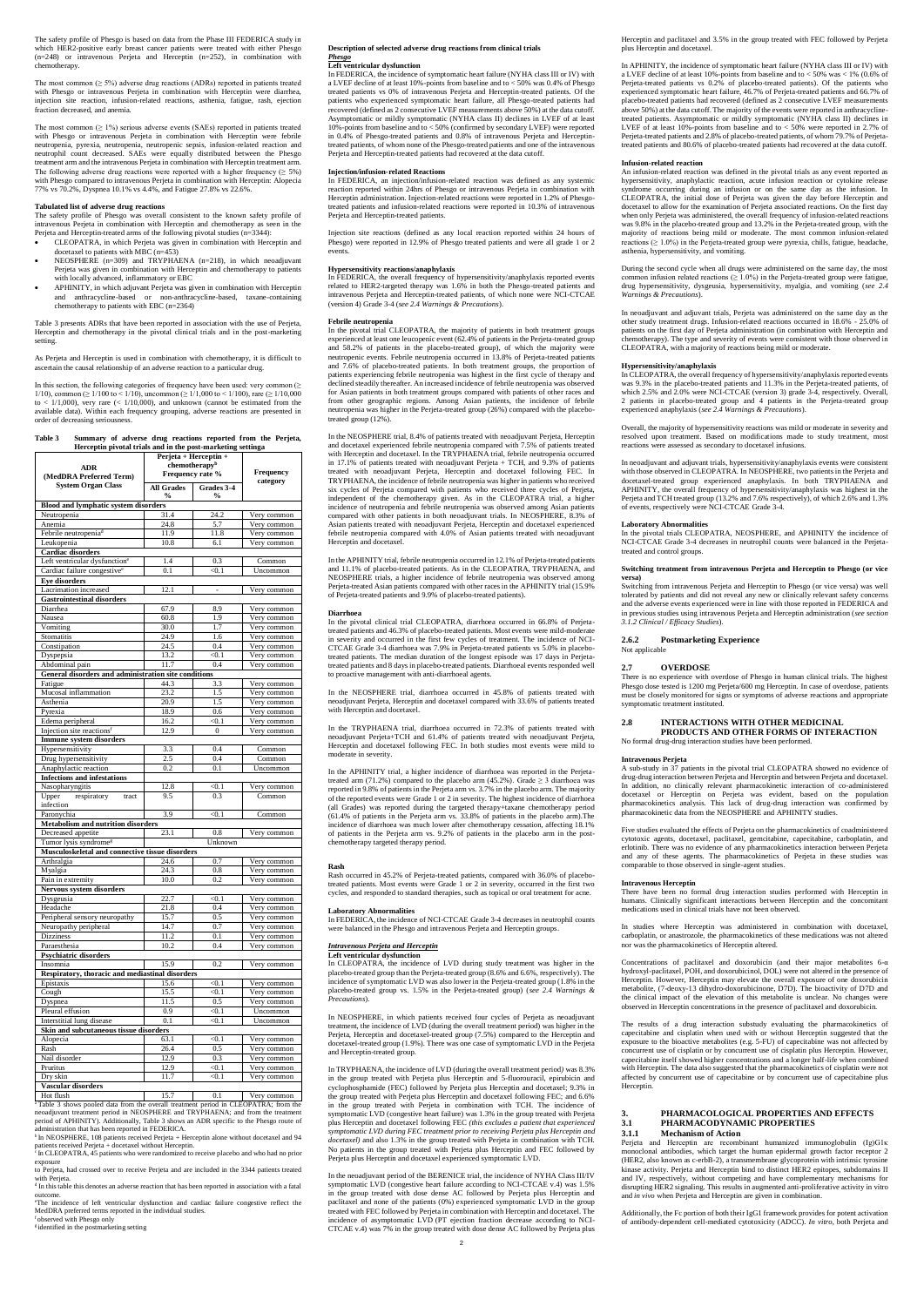The safety profile of Phesgo is based on data from the Phase III FEDERICA study in which HER2-positive early breast cancer patients were treated with either Phesgo (n=248) or intravenous Perjeta and Herceptin (n=252), in combination with chemotherapy.

The most common (≥ 5%) adverse drug reactions (ADRs) reported in patients treated with Phesgo or intravenous Perjeta in combination with Herceptin were diarrhea, injection site reaction, infusion-related reactions, asthenia, fatigue, rash, ejection fraction decreased, and anemia.

The most common (≥ 1%) serious adverse events (SAEs) reported in patients treated with Phesgo or intravenous Perjeta in combination with Herceptin were febrile neutropenia, pyrexia, neutropenia, neutropenic sepsis, infusion-related reaction and neutrophil count decreased. SAEs were equally distributed between the Phesgo treatment arm and the intravenous Perjeta in combination with Herceptin treatment arm. The following adverse drug reactions were reported with a higher frequency (≥ 5%) with Phesgo compared to intravenous Perjeta in combination with Herceptin: Alopecia 77% vs 70.2%, Dyspnea 10.1% vs 4.4%, and Fatigue 27.8% vs 22.6%.

**Tabulated list of adverse drug reactions**

The safety profile of Phesgo was overall consistent to the known safety profile of intravenous Perjeta in combination with Herceptin and chemotherapy as seen in the Perjeta and Herceptin-treated arms of the following pivotal studies (n=3344):

- CLEOPATRA, in which Perjeta was given in combination with Herceptin and docetaxel to patients with MBC (n=453)
- NEOSPHERE (n=309) and TRYPHAENA (n=218), in which neoadjuvant Perjeta was given in combination with Herceptin and chemotherapy to patients with locally advanced, inflammatory or EBC
- APHINITY, in which adjuvant Perjeta was given in combination with Herceptin and anthracycline-based or non-anthracycline-based, taxane-containing chemotherapy to patients with EBC (n=2364)

Table 3 presents ADRs that have been reported in association with the use of Perjeta, Herceptin and chemotherapy in the pivotal clinical trials and in the post-marketing setting.

As Perjeta and Herceptin is used in combination with chemotherapy, it is difficult to ascertain the causal relationship of an adverse reaction to a particular drug.

In this section, the following categories of frequency have been used: very common (≥ 1/10), common (≥ 1/100 to < 1/10), uncommon (≥ 1/1,000 to < 1/100), rare (≥ 1/10,000 to < 1/1,000), very rare (< 1/10,000), and unknown (cannot be estimated from the available data). Within each frequency grouping, adverse reactions are presented in order of decreasing seriousness.

**Table 3 Summary of adverse drug reactions reported from the Perjeta, Herceptin pivotal trials and in the post-marketing setting[a]**

| ADR (MedDRA Preferred Term) System Organ Class | Perjeta + Herceptin + chemotherapy[b] Frequency rate % | | Frequency category |
|---|---|---|---|
| | All Grades % | Grades 3-4 % | |
| **Blood and lymphatic system disorders** | | | |
| Neutropenia | 31.4 | 24.2 | Very common |
| Anemia | 24.8 | 5.7 | Very common |
| Febrile neutropenia[d] | 11.9 | 11.8 | Very common |
| Leukopenia | 10.8 | 6.1 | Very common |
| **Cardiac disorders** | | | |
| Left ventricular dysfunction[e] | 1.4 | 0.3 | Common |
| Cardiac failure congestive[e] | 0.1 | <0.1 | Uncommon |
| **Eye disorders** | | | |
| Lacrimation increased | 12.1 | - | Very common |
| **Gastrointestinal disorders** | | | |
| Diarrhea | 67.9 | 8.9 | Very common |
| Nausea | 60.8 | 1.9 | Very common |
| Vomiting | 30.0 | 1.7 | Very common |
| Stomatitis | 24.9 | 1.6 | Very common |
| Constipation | 24.5 | 0.4 | Very common |
| Dyspepsia | 13.2 | <0.1 | Very common |
| Abdominal pain | 11.7 | 0.4 | Very common |
| **General disorders and administration site conditions** | | | |
| Fatigue | 44.3 | 3.3 | Very common |
| Mucosal inflammation | 23.2 | 1.5 | Very common |
| Asthenia | 20.9 | 1.5 | Very common |
| Pyrexia | 18.9 | 0.6 | Very common |
| Edema peripheral | 16.2 | <0.1 | Very common |
| Injection site reactions[f] | 12.9 | 0 | Very common |
| **Immune system disorders** | | | |
| Hypersensitivity | 3.3 | 0.4 | Common |
| Drug hypersensitivity | 2.5 | 0.4 | Common |
| Anaphylactic reaction | 0.2 | 0.1 | Uncommon |
| **Infections and infestations** | | | |
| Nasopharyngitis | 12.8 | <0.1 | Very common |
| Upper respiratory tract infection | 9.5 | 0.3 | Common |
| Paronychia | 3.9 | <0.1 | Common |
| **Metabolism and nutrition disorders** | | | |
| Decreased appetite | 23.1 | 0.8 | Very common |
| Tumor lysis syndrome[g] | Unknown | | |
| **Musculoskeletal and connective tissue disorders** | | | |
| Arthralgia | 24.6 | 0.7 | Very common |
| Myalgia | 24.3 | 0.8 | Very common |
| Pain in extremity | 10.0 | 0.2 | Very common |
| **Nervous system disorders** | | | |
| Dysgeusia | 22.7 | <0.1 | Very common |
| Headache | 21.8 | 0.4 | Very common |
| Peripheral sensory neuropathy | 15.7 | 0.5 | Very common |
| Neuropathy peripheral | 14.7 | 0.7 | Very common |
| Dizziness | 11.2 | 0.1 | Very common |
| Paraesthesia | 10.2 | 0.4 | Very common |
| **Psychiatric disorders** | | | |
| Insomnia | 15.9 | 0.2 | Very common |
| **Respiratory, thoracic and mediastinal disorders** | | | |
| Epistaxis | 15.6 | <0.1 | Very common |
| Cough | 15.5 | <0.1 | Very common |
| Dyspnea | 11.5 | 0.5 | Very common |
| Pleural effusion | 0.9 | <0.1 | Uncommon |
| Interstitial lung disease | 0.1 | <0.1 | Uncommon |
| **Skin and subcutaneous tissue disorders** | | | |
| Alopecia | 63.1 | <0.1 | Very common |
| Rash | 26.4 | 0.5 | Very common |
| Nail disorder | 12.9 | 0.3 | Very common |
| Pruritus | 12.9 | <0.1 | Very common |
| Dry skin | 11.7 | <0.1 | Very common |
| **Vascular disorders** | | | |
| Hot flush | 15.7 | 0.1 | Very common |

[a] Table 3 shows pooled data from the overall treatment period in CLEOPATRA; from the neoadjuvant treatment period in NEOSPHERE and TRYPHAENA; and from the treatment period of APHINITY). Additionally, Table 3 shows an ADR specific to the Phesgo route of administration that has been reported in FEDERICA.

[b] In NEOSPHERE, 108 patients received Perjeta + Herceptin alone without docetaxel and 94 patients received Perjeta + docetaxel without Herceptin.

[c] In CLEOPATRA, 45 patients who were randomized to receive placebo and who had no prior exposure to Perjeta, had crossed over to receive Perjeta and are included in the 3344 patients treated with Perjeta.

[d] In this table this denotes an adverse reaction that has been reported in association with a fatal outcome.

[e] The incidence of left ventricular dysfunction and cardiac failure congestive reflect the MedDRA preferred terms reported in the individual studies.

[f] observed with Phesgo only

[g] identified in the postmarketing setting

**Description of selected adverse drug reactions from clinical trials**

***Phesgo***

**Left ventricular dysfunction**

In FEDERICA, the incidence of symptomatic heart failure (NYHA class III or IV) with a LVEF decline of at least 10%-points from baseline and to < 50% was 0.4% of Phesgo treated patients vs 0% of intravenous Perjeta and Herceptin-treated patients. Of the patients who experienced symptomatic heart failure, all Phesgo-treated patients had recovered (defined as 2 consecutive LVEF measurements above 50%) at the data cutoff. Asymptomatic or mildly symptomatic (NYHA class II) declines in LVEF of at least 10%-points from baseline and to < 50% (confirmed by secondary LVEF) were reported in 0.4% of Phesgo-treated patients and 0.8% of intravenous Perjeta and Herceptin-treated patients, of whom none of the Phesgo-treated patients and one of the intravenous Perjeta and Herceptin-treated patients had recovered at the data cutoff.

**Injection/infusion-related Reactions**

In FEDERICA, an injection/infusion-related reaction was defined as any systemic reaction reported within 24hrs of Phesgo or intravenous Perjeta in combination with Herceptin administration. Injection-related reactions were reported in 1.2% of Phesgo-treated patients and infusion-related reactions were reported in 10.3% of intravenous Perjeta and Herceptin-treated patients.

Injection site reactions (defined as any local reaction reported within 24 hours of Phesgo) were reported in 12.9% of Phesgo treated patients and were all grade 1 or 2 events.

**Hypersensitivity reactions/anaphylaxis**

In FEDERICA, the overall frequency of hypersensitivity/anaphylaxis reported events related to HER2-targeted therapy was 1.6% in both the Phesgo-treated patients and intravenous Perjeta and Herceptin-treated patients, of which none were NCI-CTCAE (version 4) Grade 3-4 (*see 2.4 Warnings & Precautions*).

**Febrile neutropenia**

In the pivotal trial CLEOPATRA, the majority of patients in both treatment groups experienced at least one leucopenic event (62.4% of patients in the Perjeta-treated group and 58.2% of patients in the placebo-treated group), of which the majority were neutropenic events. Febrile neutropenia occurred in 13.8% of Perjeta-treated patients and 7.6% of placebo-treated patients. In both treatment groups, the proportion of patients experiencing febrile neutropenia was highest in the first cycle of therapy and declined steadily thereafter. An increased incidence of febrile neutropenia was observed for Asian patients in both treatment groups compared with patients of other races and from other geographic regions. Among Asian patients, the incidence of febrile neutropenia was higher in the Perjeta-treated group (26%) compared with the placebo-treated group (12%).

In the NEOSPHERE trial, 8.4% of patients treated with neoadjuvant Perjeta, Herceptin and docetaxel experienced febrile neutropenia compared with 7.5% of patients treated with Herceptin and docetaxel. In the TRYPHAENA trial, febrile neutropenia occurred in 17.1% of patients treated with neoadjuvant Perjeta + TCH, and 9.3% of patients treated with neoadjuvant Perjeta, Herceptin and docetaxel following FEC. In TRYPHAENA, the incidence of febrile neutropenia was higher in patients who received six cycles of Perjeta compared with patients who received three cycles of Perjeta, independent of the chemotherapy given. As in the CLEOPATRA trial, a higher incidence of neutropenia and febrile neutropenia was observed among Asian patients compared with other patients in both neoadjuvant trials. In NEOSPHERE, 8.3% of Asian patients treated with neoadjuvant Perjeta, Herceptin and docetaxel experienced febrile neutropenia compared with 4.0% of Asian patients treated with neoadjuvant Herceptin and docetaxel.

In the APHINITY trial, febrile neutropenia occurred in 12.1% of Perjeta-treated patients and 11.1% of placebo-treated patients. As in the CLEOPATRA, TRYPHAENA, and NEOSPHERE trials, a higher incidence of febrile neutropenia was observed among Perjeta-treated Asian patients compared with other races in the APHINITY trial (15.9% of Perjeta-treated patients and 9.9% of placebo-treated patients).

**Diarrhoea**

In the pivotal clinical trial CLEOPATRA, diarrhoea occurred in 66.8% of Perjeta-treated patients and 46.3% of placebo-treated patients. Most events were mild-moderate in severity and occurred in the first few cycles of treatment. The incidence of NCI-CTCAE Grade 3-4 diarrhoea was 7.9% in Perjeta-treated patients vs 5.0% in placebo-treated patients. The median duration of the longest episode was 17 days in Perjeta-treated patients and 8 days in placebo-treated patients. Diarrhoeal events responded well to proactive management with anti-diarrhoeal agents.

In the NEOSPHERE trial, diarrhoea occurred in 45.8% of patients treated with neoadjuvant Perjeta, Herceptin and docetaxel compared with 33.6% of patients treated with Herceptin and docetaxel.

In the TRYPHAENA trial, diarrhoea occurred in 72.3% of patients treated with neoadjuvant Perjeta+TCH and 61.4% of patients treated with neoadjuvant Perjeta, Herceptin and docetaxel following FEC. In both studies most events were mild to moderate in severity.

In the APHINITY trial, a higher incidence of diarrhoea was reported in the Perjeta-treated arm (71.2%) compared to the placebo arm (45.2%). Grade ≥ 3 diarrhoea was reported in 9.8% of patients in the Perjeta arm vs. 3.7% in the placebo arm. The majority of the reported events were Grade 1 or 2 in severity. The highest incidence of diarrhoea (all Grades) was reported during the targeted therapy+taxane chemotherapy period (61.4% of patients in the Perjeta arm vs. 33.8% of patients in the placebo arm).The incidence of diarrhoea was much lower after chemotherapy cessation, affecting 18.1% of patients in the Perjeta arm vs. 9.2% of patients in the placebo arm in the post-chemotherapy targeted therapy period.

**Rash**

Rash occurred in 45.2% of Perjeta-treated patients, compared with 36.0% of placebo-treated patients. Most events were Grade 1 or 2 in severity, occurred in the first two cycles, and responded to standard therapies, such as topical or oral treatment for acne.

**Laboratory Abnormalities**

In FEDERICA, the incidence of NCI-CTCAE Grade 3-4 decreases in neutrophil counts were balanced in the Phesgo and intravenous Perjeta and Herceptin groups.

***Intravenous Perjeta and Herceptin***

**Left ventricular dysfunction**

In CLEOPATRA, the incidence of LVD during study treatment was higher in the placebo-treated group than the Perjeta-treated group (8.6% and 6.6%, respectively). The incidence of symptomatic LVD was also lower in the Perjeta-treated group (1.8% in the placebo-treated group vs. 1.5% in the Perjeta-treated group) (*see 2.4 Warnings & Precautions*).

In NEOSPHERE, in which patients received four cycles of Perjeta as neoadjuvant treatment, the incidence of LVD (during the overall treatment period) was higher in the Perjeta, Herceptin and docetaxel-treated group (7.5%) compared to the Herceptin and docetaxel-treated group (1.9%). There was one case of symptomatic LVD in the Perjeta and Herceptin-treated group.

In TRYPHAENA, the incidence of LVD (during the overall treatment period) was 8.3% in the group treated with Perjeta plus Herceptin and 5-fluorouracil, epirubicin and cyclophosphamide (FEC) followed by Perjeta plus Herceptin and docetaxel; 9.3% in the group treated with Perjeta plus Herceptin and docetaxel following FEC; and 6.6% in the group treated with Perjeta in combination with TCH. The incidence of symptomatic LVD (congestive heart failure) was 1.3% in the group treated with Perjeta plus Herceptin and docetaxel following FEC *(this excludes a patient that experienced symptomatic LVD during FEC treatment prior to receiving Perjeta plus Herceptin and docetaxel)* and also 1.3% in the group treated with Perjeta in combination with TCH. No patients in the group treated with Perjeta plus Herceptin and FEC followed by Perjeta plus Herceptin and docetaxel experienced symptomatic LVD.

In the neoadjuvant period of the BERENICE trial, the incidence of NYHA Class III/IV symptomatic LVD (congestive heart failure according to NCI-CTCAE v.4) was 1.5% in the group treated with dose dense AC followed by Perjeta plus Herceptin and paclitaxel and none of the patients (0%) experienced symptomatic LVD in the group treated with FEC followed by Perjeta in combination with Herceptin and docetaxel. The incidence of asymptomatic LVD (PT ejection fraction decrease according to NCI-CTCAE v.4) was 7% in the group treated with dose dense AC followed by Perjeta plus Herceptin and paclitaxel and 3.5% in the group treated with FEC followed by Perjeta plus Herceptin and docetaxel.

In APHINITY, the incidence of symptomatic heart failure (NYHA class III or IV) with a LVEF decline of at least 10%-points from baseline and to < 50% was < 1% (0.6% of Perjeta-treated patients vs 0.2% of placebo-treated patients). Of the patients who experienced symptomatic heart failure, 46.7% of Perjeta-treated patients and 66.7% of placebo-treated patients had recovered (defined as 2 consecutive LVEF measurements above 50%) at the data cutoff. The majority of the events were reported in anthracycline-treated patients. Asymptomatic or mildly symptomatic (NYHA class II) declines in LVEF of at least 10%-points from baseline and to < 50% were reported in 2.7% of Perjeta-treated patients and 2.8% of placebo-treated patients, of whom 79.7% of Perjeta-treated patients and 80.6% of placebo-treated patients had recovered at the data cutoff.

**Infusion-related reaction**

An infusion-related reaction was defined in the pivotal trials as any event reported as hypersensitivity, anaphylactic reaction, acute infusion reaction or cytokine release syndrome occurring during an infusion or on the same day as the infusion. In CLEOPATRA, the initial dose of Perjeta was given the day before Herceptin and docetaxel to allow for the examination of Perjeta associated reactions. On the first day when only Perjeta was administered, the overall frequency of infusion-related reactions was 9.8% in the placebo-treated group and 13.2% in the Perjeta-treated group, with the majority of reactions being mild or moderate. The most common infusion-related reactions (≥ 1.0%) in the Perjeta-treated group were pyrexia, chills, fatigue, headache, asthenia, hypersensitivity, and vomiting.

During the second cycle when all drugs were administered on the same day, the most common infusion related reactions (≥ 1.0%) in the Perjeta-treated group were fatigue, drug hypersensitivity, dysgeusia, hypersensitivity, myalgia, and vomiting (*see 2.4 Warnings & Precautions*).

In neoadjuvant and adjuvant trials, Perjeta was administered on the same day as the other study treatment drugs. Infusion-related reactions occurred in 18.6% - 25.0% of patients on the first day of Perjeta administration (in combination with Herceptin and chemotherapy). The type and severity of events were consistent with those observed in CLEOPATRA, with a majority of reactions being mild or moderate.

**Hypersensitivity/anaphylaxis**

In CLEOPATRA, the overall frequency of hypersensitivity/anaphylaxis reported events was 9.3% in the placebo-treated patients and 11.3% in the Perjeta-treated patients, of which 2.5% and 2.0% were NCI-CTCAE (version 3) grade 3-4, respectively. Overall, 2 patients in placebo-treated group and 4 patients in the Perjeta-treated group experienced anaphylaxis (*see 2.4 Warnings & Precautions*).

Overall, the majority of hypersensitivity reactions was mild or moderate in severity and resolved upon treatment. Based on modifications made to study treatment, most reactions were assessed as secondary to docetaxel infusions.

In neoadjuvant and adjuvant trials, hypersensitivity/anaphylaxis events were consistent with those observed in CLEOPATRA. In NEOSPHERE, two patients in the Perjeta and docetaxel-treated group experienced anaphylaxis. In both TRYPHAENA and APHINITY, the overall frequency of hypersensitivity/anaphylaxis was highest in the Perjeta and TCH treated group (13.2% and 7.6% respectively), of which 2.6% and 1.3% of events, respectively were NCI-CTCAE Grade 3-4.

**Laboratory Abnormalities**

In the pivotal trials CLEOPATRA, NEOSPHERE, and APHINITY the incidence of NCI-CTCAE Grade 3-4 decreases in neutrophil counts were balanced in the Perjeta-treated and control groups.

**Switching treatment from intravenous Perjeta and Herceptin to Phesgo (or vice versa)**

Switching from intravenous Perjeta and Herceptin to Phesgo (or vice versa) was well tolerated by patients and did not reveal any new or clinically relevant safety concerns and the adverse events experienced were in line with those reported in FEDERICA and in previous studies using intravenous Perjeta and Herceptin administration (*see section 3.1.2 Clinical / Efficacy Studies*).

## 2.6.2 Postmarketing Experience

Not applicable

## 2.7 OVERDOSE

There is no experience with overdose of Phesgo in human clinical trials. The highest Phesgo dose tested is 1200 mg Perjeta/600 mg Herceptin. In case of overdose, patients must be closely monitored for signs or symptoms of adverse reactions and appropriate symptomatic treatment instituted.

## 2.8 INTERACTIONS WITH OTHER MEDICINAL PRODUCTS AND OTHER FORMS OF INTERACTION

No formal drug-drug interaction studies have been performed.

**Intravenous Perjeta**

A sub-study in 37 patients in the pivotal trial CLEOPATRA showed no evidence of drug-drug interaction between Perjeta and Herceptin and between Perjeta and docetaxel. In addition, no clinically relevant pharmacokinetic interaction of co-administered docetaxel or Herceptin on Perjeta was evident, based on the population pharmacokinetics analysis. This lack of drug-drug interaction was confirmed by pharmacokinetic data from the NEOSPHERE and APHINITY studies.

Five studies evaluated the effects of Perjeta on the pharmacokinetics of coadministered cytotoxic agents, docetaxel, paclitaxel, gemcitabine, capecitabine, carboplatin, and erlotinib. There was no evidence of any pharmacokinetics interaction between Perjeta and any of these agents. The pharmacokinetics of Perjeta in these studies was comparable to those observed in single-agent studies.

**Intravenous Herceptin**

There have been no formal drug interaction studies performed with Herceptin in humans. Clinically significant interactions between Herceptin and the concomitant medications used in clinical trials have not been observed.

In studies where Herceptin was administered in combination with docetaxel, carboplatin, or anastrozole, the pharmacokinetics of these medications was not altered nor was the pharmacokinetics of Herceptin altered.

Concentrations of paclitaxel and doxorubicin (and their major metabolites 6-α hydroxyl-paclitaxel, POH, and doxorubicinol, DOL) were not altered in the presence of Herceptin. However, Herceptin may elevate the overall exposure of one doxorubicin metabolite, (7-deoxy-13 dihydro-doxorubicinone, D7D). The bioactivity of D7D and the clinical impact of the elevation of this metabolite is unclear. No changes were observed in Herceptin concentrations in the presence of paclitaxel and doxorubicin.

The results of a drug interaction substudy evaluating the pharmacokinetics of capecitabine and cisplatin when used with or without Herceptin suggested that the exposure to the bioactive metabolites (e.g. 5-FU) of capecitabine was not affected by concurrent use of cisplatin or by concurrent use of cisplatin plus Herceptin. However, capecitabine itself showed higher concentrations and a longer half-life when combined with Herceptin. The data also suggested that the pharmacokinetics of cisplatin were not affected by concurrent use of capecitabine or by concurrent use of capecitabine plus Herceptin.

# 3. PHARMACOLOGICAL PROPERTIES AND EFFECTS

## 3.1 PHARMACODYNAMIC PROPERTIES

### 3.1.1 Mechanism of Action

Perjeta and Herceptin are recombinant humanized immunoglobulin (Ig)G1κ monoclonal antibodies, which target the human epidermal growth factor receptor 2 (HER2, also known as c-erbB-2), a transmembrane glycoprotein with intrinsic tyrosine kinase activity. Perjeta and Herceptin bind to distinct HER2 epitopes, subdomains II and IV, respectively, without competing and have complementary mechanisms for disrupting HER2 signaling. This results in augmented anti-proliferative activity in vitro and *in vivo* when Perjeta and Herceptin are given in combination.

Additionally, the Fc portion of both their IgG1 framework provides for potent activation of antibody-dependent cell-mediated cytotoxicity (ADCC). *In vitro*, both Perjeta and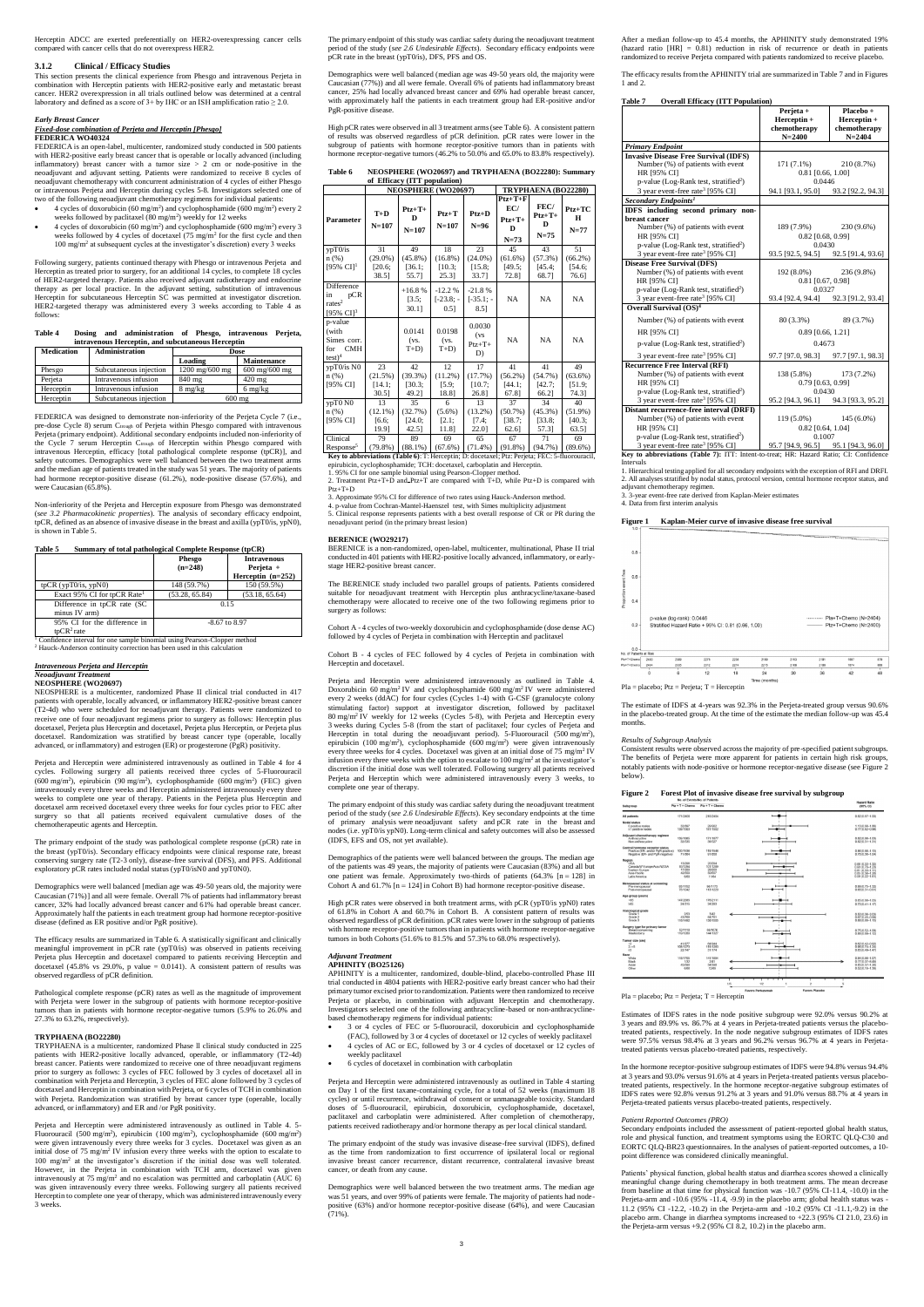Herceptin ADCC are exerted preferentially on HER2-overexpressing cancer cells compared with cancer cells that do not overexpress HER2.

### 3.1.2 Clinical / Efficacy Studies

This section presents the clinical experience from Phesgo and intravenous Perjeta in combination with Herceptin patients with HER2-positive early and metastatic breast cancer. HER2 overexpression in all trials outlined below was determined at a central laboratory and defined as a score of 3+ by IHC or an ISH amplification ratio ≥ 2.0.

#### *Early Breast Cancer*

#### *Fixed-dose combination of Perjeta and Herceptin [Phesgo]*

**FEDERICA WO40324**

FEDERICA is an open-label, multicenter, randomized study conducted in 500 patients with HER2-positive early breast cancer that is operable or locally advanced (including inflammatory) breast cancer with a tumor size > 2 cm or node-positive in the neoadjuvant and adjuvant setting. Patients were randomized to receive 8 cycles of neoadjuvant chemotherapy with concurrent administration of 4 cycles of either Phesgo or intravenous Perjeta and Herceptin during cycles 5-8. Investigators selected one of two of the following neoadjuvant chemotherapy regimens for individual patients:

- 4 cycles of doxorubicin (60 mg/m²) and cyclophosphamide (600 mg/m²) every 2 weeks followed by paclitaxel (80 mg/m²) weekly for 12 weeks
- 4 cycles of doxorubicin (60 mg/m²) and cyclophosphamide (600 mg/m²) every 3 weeks followed by 4 cycles of docetaxel (75 mg/m² for the first cycle and then 100 mg/m² at subsequent cycles at the investigator's discretion) every 3 weeks

Following surgery, patients continued therapy with Phesgo or intravenous Perjeta and Herceptin as treated prior to surgery, for an additional 14 cycles, to complete 18 cycles of HER2-targeted therapy. Patients also received adjuvant radiotherapy and endocrine therapy as per local practice. In the adjuvant setting, substitution of intravenous Herceptin for subcutaneous Herceptin SC was permitted at investigator discretion. HER2-targeted therapy was administered every 3 weeks according to Table 4 as follows:

**Table 4 Dosing and administration of Phesgo, intravenous Perjeta, intravenous Herceptin, and subcutaneous Herceptin**

| Medication | Administration | Dose | |
|---|---|---|---|
| | | Loading | Maintenance |
| Phesgo | Subcutaneous injection | 1200 mg/600 mg | 600 mg/600 mg |
| Perjeta | Intravenous infusion | 840 mg | 420 mg |
| Herceptin | Intravenous infusion | 8 mg/kg | 6 mg/kg |
| Herceptin | Subcutaneous injection | 600 mg | |

FEDERICA was designed to demonstrate non-inferiority of the Perjeta Cycle 7 (i.e., pre-dose Cycle 8) serum $C_{trough}$ of Perjeta within Phesgo compared with intravenous Perjeta (primary endpoint). Additional secondary endpoints included non-inferiority of the Cycle 7 serum Herceptin $C_{trough}$ of Herceptin within Phesgo compared with intravenous Herceptin, efficacy [total pathological complete response (tpCR)], and safety outcomes. Demographics were well balanced between the two treatment arms and the median age of patients treated in the study was 51 years. The majority of patients had hormone receptor-positive disease (61.2%), node-positive disease (57.6%), and were Caucasian (65.8%).

Non-inferiority of the Perjeta and Herceptin exposure from Phesgo was demonstrated (see *3.2 Pharmacokinetic properties*). The analysis of secondary efficacy endpoint, tpCR, defined as an absence of invasive disease in the breast and axilla (ypT0/is, ypN0), is shown in Table 5.

**Table 5 Summary of total pathological Complete Response (tpCR)**

| | Phesgo (n=248) | Intravenous Perjeta + Herceptin (n=252) |
|---|---|---|
| tpCR (ypT0/is, ypN0) | 148 (59.7%) | 150 (59.5%) |
| Exact 95% CI for tpCR Rate[1] | (53.28, 65.84) | (53.18, 65.64) |
| Difference in tpCR rate (SC minus IV arm) | 0.15 | |
| 95% CI for the difference in tpCR[2] rate | -8.67 to 8.97 | |

[1] Confidence interval for one sample binomial using Pearson-Clopper method
[2] Hauck-Anderson continuity correction has been used in this calculation

#### *Intravenous Perjeta and Herceptin*

#### *Neoadjuvant Treatment*

**NEOSPHERE (WO20697)**

NEOSPHERE is a multicenter, randomized Phase II clinical trial conducted in 417 patients with operable, locally advanced, or inflammatory HER2-positive breast cancer (T2-4d) who were scheduled for neoadjuvant therapy. Patients were randomized to receive one of four neoadjuvant regimens prior to surgery as follows: Herceptin plus docetaxel, Perjeta plus Herceptin and docetaxel, Perjeta plus Herceptin, or Perjeta plus docetaxel. Randomization was stratified by breast cancer type (operable, locally advanced, or inflammatory) and estrogen (ER) or progesterone (PgR) positivity.

Perjeta and Herceptin were administered intravenously as outlined in Table 4 for 4 cycles. Following surgery all patients received three cycles of 5-Fluorouracil (600 mg/m²), epirubicin (90 mg/m²), cyclophosphamide (600 mg/m²) (FEC) given intravenously every three weeks and Herceptin administered intravenously every three weeks to complete one year of therapy. Patients in the Perjeta plus Herceptin and docetaxel arm received docetaxel every three weeks for four cycles prior to FEC after surgery so that all patients received equivalent cumulative doses of the chemotherapeutic agents and Herceptin.

The primary endpoint of the study was pathological complete response (pCR) rate in the breast (ypT0/is). Secondary efficacy endpoints were clinical response rate, breast conserving surgery rate (T2-3 only), disease-free survival (DFS), and PFS. Additional exploratory pCR rates included nodal status (ypT0/isN0 and ypT0N0).

Demographics were well balanced [median age was 49-50 years old, the majority were Caucasian (71%)] and all were female. Overall 7% of patients had inflammatory breast cancer, 32% had locally advanced breast cancer and 61% had operable breast cancer. Approximately half the patients in each treatment group had hormone receptor-positive disease (defined as ER positive and/or PgR positive).

The efficacy results are summarized in Table 6. A statistically significant and clinically meaningful improvement in pCR rate (ypT0/is) was observed in patients receiving Perjeta plus Herceptin and docetaxel compared to patients receiving Herceptin and docetaxel (45.8% vs 29.0%, p value = 0.0141). A consistent pattern of results was observed regardless of pCR definition.

Pathological complete response (pCR) rates as well as the magnitude of improvement with Perjeta were lower in the subgroup of patients with hormone receptor-positive tumors than in patients with hormone receptor-negative tumors (5.9% to 26.0% and 27.3% to 63.2%, respectively).

**TRYPHAENA (BO22280)**

TRYPHAENA is a multicenter, randomized Phase II clinical study conducted in 225 patients with HER2-positive locally advanced, operable, or inflammatory (T2-4d) breast cancer. Patients were randomized to receive one of three neoadjuvant regimens prior to surgery as follows: 3 cycles of FEC followed by 3 cycles of docetaxel all in combination with Perjeta and Herceptin, 3 cycles of FEC alone followed by 3 cycles of docetaxel and Herceptin in combination with Perjeta, or 6 cycles of TCH in combination with Perjeta. Randomization was stratified by breast cancer type (operable, locally advanced, or inflammatory) and ER and / or PgR positivity.

Perjeta and Herceptin were administered intravenously as outlined in Table 4. 5-Fluorouracil (500 mg/m²), epirubicin (100 mg/m²), cyclophosphamide (600 mg/m²) were given intravenously every three weeks for 3 cycles. Docetaxel was given as an initial dose of 75 mg/m² IV infusion every three weeks with the option to escalate to 100 mg/m² at the investigator's discretion if the initial dose was well tolerated. However, in the Perjeta in combination with TCH arm, docetaxel was given intravenously at 75 mg/m² and no escalation was permitted and carboplatin (AUC 6) was given intravenously every three weeks. Following surgery all patients received Herceptin to complete one year of therapy, which was administered intravenously every 3 weeks.

The primary endpoint of this study was cardiac safety during the neoadjuvant treatment period of the study (see *2.6 Undesirable Effects*). Secondary efficacy endpoints were pCR rate in the breast (ypT0/is), DFS, PFS and OS.

Demographics were well balanced (median age was 49-50 years old, the majority were Caucasian (77%)) and all were female. Overall 6% of patients had inflammatory breast cancer, 25% had locally advanced breast cancer and 69% had operable breast cancer, with approximately half the patients in each treatment group had ER-positive and/or PgR-positive disease.

High pCR rates were observed in all 3 treatment arms (see Table 6). A consistent pattern of results was observed regardless of pCR definition. pCR rates were lower in the subgroup of patients with hormone receptor-positive tumors than in patients with hormone receptor-negative tumors (46.2% to 50.0% and 65.0% to 83.8% respectively).

**Table 6 NEOSPHERE (WO20697) and TRYPHAENA (BO22280): Summary of Efficacy (ITT population)**

| Parameter | NEOSPHERE (WO20697) | | | | TRYPHAENA (BO22280) | | |
|---|---|---|---|---|---|---|---|
| | T+D N=107 | Ptz+T+D N=107 | Ptz+T N=107 | Ptz+D N=96 | Ptz+T+FEC/ Ptz+T+D N=73 | FEC/ Ptz+T+D N=75 | Ptz+TCH N=77 |
| ypT0/is n (%) [95% CI][1] | 31 (29.0%) [20.6; 38.5] | 49 (45.8%) [36.1; 55.7] | 18 (16.8%) [10.3; 25.3] | 23 (24.0%) [15.8; 33.7] | 45 (61.6%) [49.5; 72.8] | 43 (57.3%) [45.4; 68.7] | 51 (66.2%) [54.6; 76.6] |
| Difference in pCR rates[2] [95% CI][3] | | +16.8 % [3.5; 30.1] | -12.2 % [-23.8; -0.5] | -21.8 % [-35.1; -8.5] | NA | NA | NA |
| p-value (with Simes corr. for CMH test)[4] | | 0.0141 (vs. T+D) | 0.0198 (vs. T+D) | 0.0030 (vs Ptz+T+D) | NA | NA | NA |
| ypT0/is N0 n (%) [95% CI] | 23 (21.5%) [14.1; 30.5] | 42 (39.3%) [30.3; 49.2] | 12 (11.2%) [5.9; 18.8] | 17 (17.7%) [10.7; 26.8] | 41 (56.2%) [44.1; 67.8] | 41 (54.7%) [42.7; 66.2] | 49 (63.6%) [51.9; 74.3] |
| ypT0 N0 n (%) [95% CI] | 13 (12.1%) [6.6; 19.9] | 35 (32.7%) [24.0; 42.5] | 6 (5.6%) [2.1; 11.8] | 13 (13.2%) [7.4; 22.0] | 37 (50.7%) [38.7; 62.6] | 34 (45.3%) [33.8; 57.3] | 40 (51.9%) [40.3; 63.5] |
| Clinical Response[5] | 79 (79.8%) | 89 (88.1%) | 69 (67.6%) | 65 (71.4%) | 67 (91.8%) | 71 (94.7%) | 69 (89.6%) |

**Key to abbreviations (Table 6):** T: Herceptin; D: docetaxel; Ptz: Perjeta; FEC: 5-fluorouracil, epirubicin, cyclophosphamide; TCH: docetaxel, carboplatin and Herceptin.
1. 95% CI for one sample binomial using Pearson-Clopper method.
2. Treatment Ptz+T+D and Ptz+T are compared with T+D, while Ptz+D is compared with Ptz+T+D
3. Approximate 95% CI for difference of two rates using Hauck-Anderson method.
4. p-value from Cochran-Mantel-Haenszel test, with Simes multiplicity adjustment
5. Clinical response represents patients with a best overall response of CR or PR during the neoadjuvant period (in the primary breast lesion)

**BERENICE (WO29217)**

BERENICE is a non-randomized, open-label, multicenter, multinational, Phase II trial conducted in 401 patients with HER2-positive locally advanced, inflammatory, or early-stage HER2-positive breast cancer.

The BERENICE study included two parallel groups of patients. Patients considered suitable for neoadjuvant treatment with Herceptin plus anthracycline/taxane-based chemotherapy were allocated to receive one of the two following regimens prior to surgery as follows:

Cohort A - 4 cycles of two-weekly doxorubicin and cyclophosphamide (dose dense AC) followed by 4 cycles of Perjeta in combination with Herceptin and paclitaxel

Cohort B - 4 cycles of FEC followed by 4 cycles of Perjeta in combination with Herceptin and docetaxel.

Perjeta and Herceptin were administered intravenously as outlined in Table 4. Doxorubicin 60 mg/m² IV and cyclophosphamide 600 mg/m² IV were administered every 2 weeks (ddAC) for four cycles (Cycles 1-4) with G-CSF (granulocyte colony stimulating factor) support at investigator discretion, followed by paclitaxel 80 mg/m² IV weekly for 12 weeks (Cycles 5-8), with Perjeta and Herceptin every 3 weeks during Cycles 5-8 (from the start of paclitaxel; four cycles of Perjeta and Herceptin in total during the neoadjuvant period). 5-Fluorouracil (500 mg/m²), epirubicin (100 mg/m²), cyclophosphamide (600 mg/m²) were given intravenously every three weeks for 4 cycles. Docetaxel was given at an initial dose of 75 mg/m² IV infusion every three weeks with the option to escalate to 100 mg/m² at the investigator's discretion if the initial dose was well tolerated. Following surgery all patients received Perjeta and Herceptin which were administered intravenously every 3 weeks, to complete one year of therapy.

The primary endpoint of this study was cardiac safety during the neoadjuvant treatment period of the study (see *2.6 Undesirable Effects*). Key secondary endpoints at the time of primary analysis were neoadjuvant safety and pCR rate in the breast and nodes (i.e. ypT0/is ypN0). Long-term clinical and safety outcomes will also be assessed (IDFS, EFS and OS, not yet available).

Demographics of the patients were well balanced between the groups. The median age of the patients was 49 years, the majority of patients were Caucasian (83%) and all but one patient was female. Approximately two-thirds of patients (64.3% [n = 128] in Cohort A and 61.7% [n = 124] in Cohort B) had hormone receptor-positive disease.

High pCR rates were observed in both treatment arms, with pCR (ypT0/is ypN0) rates of 61.8% in Cohort A and 60.7% in Cohort B. A consistent pattern of results was observed regardless of pCR definition. pCR rates were lower in the subgroup of patients with hormone receptor-positive tumors than in patients with hormone receptor-negative tumors (51.6% to 81.5% and 57.3% to 68.0% respectively).

#### *Adjuvant Treatment*

**APHINITY (BO25126)**

APHINITY is a multicenter, randomized, double-blind, placebo-controlled Phase III trial conducted in 4804 patients with HER2-positive early breast cancer who had their primary tumor excised prior to randomization. Patients were then randomized to receive Perjeta or placebo, in combination with adjuvant Herceptin and chemotherapy. Investigators selected one of the following anthracycline-based or non-anthracycline-based chemotherapy regimens for individual patients:

- 3 or 4 cycles of FEC or 5-fluorouracil, doxorubicin and cyclophosphamide (FAC), followed by 3 or 4 cycles of docetaxel or 12 cycles of weekly paclitaxel
- 4 cycles of AC or EC, followed by 3 or 4 cycles of docetaxel or 12 cycles of weekly paclitaxel
- 6 cycles of docetaxel in combination with carboplatin

Perjeta and Herceptin were administered intravenously as outlined in Table 4 starting on Day 1 of the first taxane-containing cycle, for a total of 52 weeks (maximum 18 cycles) or until recurrence, withdrawal of consent or unmanageable toxicity. Standard doses of 5-fluorouracil, epirubicin, doxorubicin, cyclophosphamide, docetaxel, paclitaxel and carboplatin were administered. After completion of chemotherapy, patients received radiotherapy and/or hormone therapy as per local clinical standard.

The primary endpoint of the study was invasive disease-free survival (IDFS), defined as the time from randomization to first occurrence of ipsilateral local or regional invasive breast cancer recurrence, distant recurrence, contralateral invasive breast cancer, or death from any cause.

Demographics were well balanced between the two treatment arms. The median age was 51 years, and over 99% of patients were female. The majority of patients had node-positive (63%) and/or hormone receptor-positive disease (64%), and were Caucasian (71%).

After a median follow-up to 45.4 months, the APHINITY study demonstrated 19% (hazard ratio [HR] = 0.81) reduction in risk of recurrence or death in patients randomized to receive Perjeta compared with patients randomized to receive placebo.

The efficacy results from the APHINITY trial are summarized in Table 7 and in Figures 1 and 2.

**Table 7 Overall Efficacy (ITT Population)**

| | Perjeta + Herceptin + chemotherapy N=2400 | Placebo + Herceptin + chemotherapy N=2404 |
|---|---|---|
| ***Primary Endpoint*** | | |
| **Invasive Disease Free Survival (IDFS)** | | |
| Number (%) of patients with event | 171 (7.1%) | 210 (8.7%) |
| HR [95% CI] | 0.81 [0.66, 1.00] | |
| p-value (Log-Rank test, stratified[2]) | 0.0446 | |
| 3 year event-free rate[3] [95% CI] | 94.1 [93.1, 95.0] | 93.2 [92.2, 94.3] |
| ***Secondary Endpoints[1]*** | | |
| **IDFS including second primary non-breast cancer** | | |
| Number (%) of patients with event | 189 (7.9%) | 230 (9.6%) |
| HR [95% CI] | 0.82 [0.68, 0.99] | |
| p-value (Log-Rank test, stratified[2]) | 0.0430 | |
| 3 year event-free rate[3] [95% CI] | 93.5 [92.5, 94.5] | 92.5 [91.4, 93.6] |
| **Disease Free Survival (DFS)** | | |
| Number (%) of patients with event | 192 (8.0%) | 236 (9.8%) |
| HR [95% CI] | 0.81 [0.67, 0.98] | |
| p-value (Log-Rank test, stratified[2]) | 0.0327 | |
| 3 year event-free rate[3] [95% CI] | 93.4 [92.4, 94.4] | 92.3 [91.2, 93.4] |
| **Overall Survival (OS)[4]** | | |
| Number (%) of patients with event | 80 (3.3%) | 89 (3.7%) |
| HR [95% CI] | 0.89 [0.66, 1.21] | |
| p-value (Log-Rank test, stratified[2]) | 0.4673 | |
| 3 year event-free rate[3] [95% CI] | 97.7 [97.0, 98.3] | 97.7 [97.1, 98.3] |
| **Recurrence Free Interval (RFI)** | | |
| Number (%) of patients with event | 138 (5.8%) | 173 (7.2%) |
| HR [95% CI] | 0.79 [0.63, 0.99] | |
| p-value (Log-Rank test, stratified[2]) | 0.0430 | |
| 3 year event-free rate[3] [95% CI] | 95.2 [94.3, 96.1] | 94.3 [93.3, 95.2] |
| **Distant recurrence-free interval (DRFI)** | | |
| Number (%) of patients with event | 119 (5.0%) | 145 (6.0%) |
| HR [95% CI] | 0.82 [0.64, 1.04] | |
| p-value (Log-Rank test, stratified[2]) | 0.1007 | |
| 3 year event-free rate[3] [95% CI] | 95.7 [94.9, 96.5] | 95.1 [94.3, 96.0] |

**Key to abbreviations (Table 7):** ITT: Intent-to-treat; HR: Hazard Ratio; CI: Confidence Intervals

1. Hierarchical testing applied for all secondary endpoints with the exception of RFI and DRFI.
2. All analyses stratified by nodal status, protocol version, central hormone receptor status, and adjuvant chemotherapy regimen.
3. 3-year event-free rate derived from Kaplan-Meier estimates
4. Data from first interim analysis

**Figure 1 Kaplan-Meier curve of invasive disease free survival**

Pla = placebo; Ptz = Perjeta; T = Herceptin

The estimate of IDFS at 4-years was 92.3% in the Perjeta-treated group versus 90.6% in the placebo-treated group. At the time of the estimate the median follow-up was 45.4 months.

#### *Results of Subgroup Analysis*

Consistent results were observed across the majority of pre-specified patient subgroups. The benefits of Perjeta were more apparent for patients in certain high risk groups, notably patients with node-positive or hormone receptor-negative disease (see Figure 2 below).

**Figure 2 Forest Plot of invasive disease free survival by subgroup**

Pla = placebo; Ptz = Perjeta; T = Herceptin

Estimates of IDFS rates in the node positive subgroup were 92.0% versus 90.2% at 3 years and 89.9% vs. 86.7% at 4 years in Perjeta-treated patients versus the placebo-treated patients, respectively. In the node negative subgroup estimates of IDFS rates were 97.5% versus 98.4% at 3 years and 96.2% versus 96.7% at 4 years in Perjeta-treated patients versus placebo-treated patients, respectively.

In the hormone receptor-positive subgroup estimates of IDFS were 94.8% versus 94.4% at 3 years and 93.0% versus 91.6% at 4 years in Perjeta-treated patients versus placebo-treated patients, respectively. In the hormone receptor-negative subgroup estimates of IDFS rates were 92.8% versus 91.2% at 3 years and 91.0% versus 88.7% at 4 years in Perjeta-treated patients versus placebo-treated patients, respectively.

#### *Patient Reported Outcomes (PRO)*

Secondary endpoints included the assessment of patient-reported global health status, role and physical function, and treatment symptoms using the EORTC QLQ-C30 and EORTC QLQ-BR23 questionnaires. In the analyses of patient-reported outcomes, a 10-point difference was considered clinically meaningful.

Patients' physical function, global health status and diarrhea scores showed a clinically meaningful change during chemotherapy in both treatment arms. The mean decrease from baseline at that time for physical function was -10.7 (95% CI -11.4, -10.0) in the Perjeta-arm and -10.6 (95% -11.4, -9.9) in the placebo arm; global health status was -11.2 (95% CI -12.2, -10.2) in the Perjeta-arm and -10.2 (95% CI -11.1,-9.2) in the placebo arm. Change in diarrhea symptoms increased to +22.3 (95% CI 21.0, 23.6) in the Perjeta-arm versus +9.2 (95% CI 8.2, 10.2) in the placebo arm.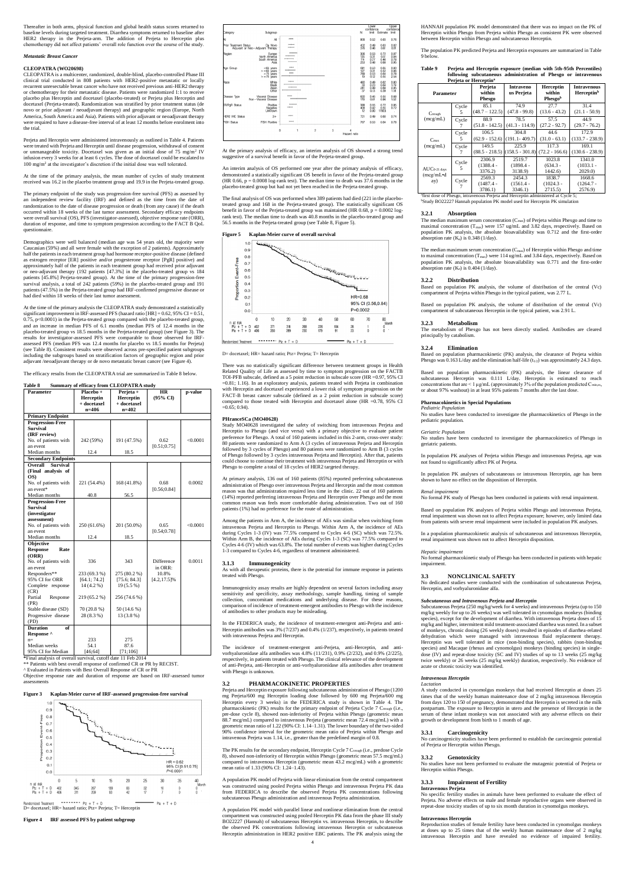Thereafter in both arms, physical function and global health status scores returned to baseline levels during targeted treatment. Diarrhea symptoms returned to baseline after HER2 therapy in the Perjeta-arm. The addition of Perjeta to Herceptin plus chemotherapy did not affect patients' overall role function over the course of the study.

*Metastatic Breast Cancer*

**CLEOPATRA (WO20698)**

CLEOPATRA is a multicenter, randomized, double-blind, placebo-controlled Phase III clinical trial conducted in 808 patients with HER2-positive metastatic or locally recurrent unresectable breast cancer who have not received previous anti-HER2 therapy or chemotherapy for their metastatic disease. Patients were randomized 1:1 to receive placebo plus Herceptin and docetaxel (placebo-treated) or Perjeta plus Herceptin and docetaxel (Perjeta-treated). Randomization was stratified by prior treatment status (de novo or prior adjuvant / neoadjuvant therapy) and geographic region (Europe, North America, South America and Asia). Patients with prior adjuvant or neoadjuvant therapy were required to have a disease-free interval of at least 12 months before enrolment into the trial.

Perjeta and Herceptin were administered intravenously as outlined in Table 4. Patients were treated with Perjeta and Herceptin until disease progression, withdrawal of consent or unmanageable toxicity. Docetaxel was given as an initial dose of 75 mg/m² IV infusion every 3 weeks for at least 6 cycles. The dose of docetaxel could be escalated to 100 mg/m² at the investigator's discretion if the initial dose was well tolerated.

At the time of the primary analysis, the mean number of cycles of study treatment received was 16.2 in the placebo treatment group and 19.9 in the Perjeta-treated group.

The primary endpoint of the study was progression-free survival (PFS) as assessed by an independent review facility (IRF) and defined as the time from the date of randomization to the date of disease progression or death (from any cause) if the death occurred within 18 weeks of the last tumor assessment. Secondary efficacy endpoints were overall survival (OS), PFS (investigator-assessed), objective response rate (ORR), duration of response, and time to symptom progression according to the FACT B QoL questionnaire.

Demographics were well balanced (median age was 54 years old, the majority were Caucasian (59%) and all were female with the exception of 2 patients). Approximately half the patients in each treatment group had hormone receptor-positive disease (defined as estrogen receptor [ER] positive and/or progesterone receptor [PgR] positive) and approximately half of the patients in each treatment group had received prior adjuvant or neo-adjuvant therapy (192 patients [47.3%] in the placebo-treated group vs 184 patients [45.8%] Perjeta-treated group). At the time of the primary progression-free survival analysis, a total of 242 patients (59%) in the placebo-treated group and 191 patients (47.5%) in the Perjeta-treated group had IRF-confirmed progressive disease or had died within 18 weeks of their last tumor assessment.

At the time of the primary analysis the CLEOPATRA study demonstrated a statistically significant improvement in IRF-assessed PFS (hazard ratio [HR] = 0.62, 95% CI = 0.51, 0.75, p<0.0001) in the Perjeta-treated group compared with the placebo-treated group, and an increase in median PFS of 6.1 months (median PFS of 12.4 months in the placebo-treated group vs 18.5 months in the Perjeta-treated group) (see Figure 3). The results for investigator-assessed PFS were comparable to those observed for IRF-assessed PFS (median PFS was 12.4 months for placebo vs 18.5 months for Perjeta) (see Table 8). Consistent results were observed across pre-specified patient subgroups including the subgroups based on stratification factors of geographic region and prior adjuvant /neoadjuvant therapy or de novo metastatic breast cancer (see Figure 4).

The efficacy results from the CLEOPATRA trial are summarized in Table 8 below.

**Table 8 Summary of efficacy from CLEOPATRA study**

| Parameter | Placebo + Herceptin + docetaxel n=406 | Perjeta + Herceptin + docetaxel n=402 | HR (95% CI) | p-value |
|---|---|---|---|---|
| **Primary Endpoint** | | | | |
| **Progression-Free Survival (IRF review)** | | | | |
| No. of patients with an event | 242 (59%) | 191 (47.5%) | 0.62 [0.51;0.75] | <0.0001 |
| Median months | 12.4 | 18.5 | | |
| **Secondary Endpoints** | | | | |
| **Overall Survival (Final analysis of OS)** | | | | |
| No. of patients with an event* | 221 (54.4%) | 168 (41.8%) | 0.68 [0.56;0.84] | 0.0002 |
| Median months | 40.8 | 56.5 | | |
| **Progression-Free Survival (investigator assessment)** | | | | |
| No. of patients with an event | 250 (61.6%) | 201 (50.0%) | 0.65 [0.54;0.78] | <0.0001 |
| Median months | 12.4 | 18.5 | | |
| **Objective Response Rate (ORR)** | | | | |
| No. of patients with an event | 336 | 343 | Difference in ORR: | 0.0011 |
| Responders** | 233 (69.3 %) | 275 (80.2 %) | 10.8% | |
| 95% CI for ORR | [64.1; 74.2] | [75.6; 84.3] | [4.2,17.5]% | |
| Complete response (CR) | 14 (4.2 %) | 19 (5.5 %) | | |
| Partial Response (PR) | 219 (65.2 %) | 256 (74.6 %) | | |
| Stable disease (SD) | 70 (20.8 %) | 50 (14.6 %) | | |
| Progressive disease (PD) | 28 (8.3 %) | 13 (3.8 %) | | |
| **Duration of Response ^** | | | | |
| n= | 233 | 275 | | |
| Median weeks | 54.1 | 87.6 | | |
| 95% CI for Median | [46;64] | [71;106] | | |

*Final analysis of overall survival, cutoff date 11 Feb 2014

** Patients with best overall response of confirmed CR or PR by RECIST.

^ Evaluated in Patients with Best Overall Response of CR or PR

Objective response rate and duration of response are based on IRF-assessed tumor assessments

**Figure 3 Kaplan-Meier curve of IRF-assessed progression-free survival**

D= docetaxel; HR= hazard ratio; Ptz= Perjeta; T= Herceptin

**Figure 4 IRF assessed PFS by patient subgroup**

At the primary analysis of efficacy, an interim analysis of OS showed a strong trend suggestive of a survival benefit in favor of the Perjeta-treated group.

An interim analysis of OS performed one year after the primary analysis of efficacy, demonstrated a statistically significant OS benefit in favor of the Perjeta-treated group (HR 0.66, p = 0.0008 log-rank test). The median time to death was 37.6 months in the placebo-treated group but had not yet been reached in the Perjeta-treated group.

The final analysis of OS was performed when 389 patients had died (221 in the placebo-treated group and 168 in the Perjeta-treated group). The statistically significant OS benefit in favor of the Perjeta-treated group was maintained (HR 0.68, p = 0.0002 log-rank test). The median time to death was 40.8 months in the placebo-treated group and 56.5 months in the Perjeta-treated group (see Table 8, Figure 5).

**Figure 5 Kaplan-Meier curve of overall survival**

D= docetaxel; HR= hazard ratio; Ptz= Perjeta; T= Herceptin

There was no statistically significant difference between treatment groups in Health Related Quality of Life as assessed by time to symptom progression on the FACTB TOI-PFB subscale, defined as a 5 point reduction in subscale score (HR =0.97, 95% CI =0.81; 1.16). In an exploratory analysis, patients treated with Perjeta in combination with Herceptin and docetaxel experienced a lower risk of symptom progression on the FACT-B breast cancer subscale (defined as a 2 point reduction in subscale score) compared to those treated with Herceptin and docetaxel alone (HR =0.78, 95% CI =0.65; 0.94).

**PHranceSCa (MO40628)**

Study MO40628 investigated the safety of switching from intravenous Perjeta and Herceptin to Phesgo (and vice versa) with a primary objective to evaluate patient preference for Phesgo. A total of 160 patients included in this 2-arm, cross-over study: 80 patients were randomized to Arm A (3 cycles of intravenous Perjeta and Herceptin followed by 3 cycles of Phesgo) and 80 patients were randomized to Arm B (3 cycles of Phesgo followed by 3 cycles intravenous Perjeta and Herceptin). After that, patients could choose to continue their treatment with intravenous Perjeta and Herceptin or with Phesgo to complete a total of 18 cycles of HER2 targeted therapy.

At primary analysis, 136 out of 160 patients (85%) reported preferring subcutaneous administration of Phesgo over intravenous Perjeta and Herceptin and the most common reason was that administration required less time in the clinic. 22 out of 160 patients (14%) reported preferring intravenous Perjeta and Herceptin over Phesgo and the most common reason was feels more comfortable during administration. Two out of 160 patients (1%) had no preference for the route of administration.

Among the patients in Arm A, the incidence of AEs was similar when switching from intravenous Perjeta and Herceptin to Phesgo. Within Arm A, the incidence of AEs during Cycles 1-3 (IV) was 77.5% compared to Cycles 4-6 (SC) which was 72.5%. Within Arm B, the incidence of AEs during Cycles 1-3 (SC) was 77.5% compared to Cycles 4-6 (IV) which was 63.8%. The total number of events was higher during Cycles 1-3 compared to Cycles 4-6, regardless of treatment administered.

### 3.1.3 Immunogenicity

As with all therapeutic proteins, there is the potential for immune response in patients treated with Phesgo.

Immunogenicity assay results are highly dependent on several factors including assay sensitivity and specificity, assay methodology, sample handling, timing of sample collection, concomitant medications and underlying disease. For these reasons, comparison of incidence of treatment-emergent antibodies to Phesgo with the incidence of antibodies to other products may be misleading.

In the FEDERICA study, the incidence of treatment-emergent anti-Perjeta and anti-Herceptin antibodies was 3% (7/237) and 0.4% (1/237), respectively, in patients treated with intravenous Perjeta and Herceptin.

The incidence of treatment-emergent anti-Perjeta, anti-Herceptin, and anti-vorhyaluronidase alfa antibodies was 4.8% (11/231), 0.9% (2/232), and 0.9% (2/225), respectively, in patients treated with Phesgo. The clinical relevance of the development of anti-Perjeta, anti-Herceptin or anti-vorhyaluronidase alfa antibodies after treatment with Phesgo is unknown.

## 3.2 PHARMACOKINETIC PROPERTIES

Perjeta and Herceptin exposure following subcutaneous administration of Phesgo (1200 mg Perjeta/600 mg Herceptin loading dose followed by 600 mg Perjeta/600 mg Herceptin every 3 weeks) in the FEDERICA study is shown in Table 4. The pharmacokinetic (PK) results for the primary endpoint of Perjeta Cycle 7 $C_{trough}$ (i.e., pre-dose cycle 8), showed non-inferiority of Perjeta within Phesgo (geometric mean 88.7 mcg/mL) compared to intravenous Perjeta (geometric mean 72.4 mcg/mL) with a geometric mean ratio of 1.22 (90% CI: 1.14–1.31). The lower boundary of the two-sided 90% confidence interval for the geometric mean ratio of Perjeta within Phesgo and intravenous Perjeta was 1.14, i.e., greater than the predefined margin of 0.8.

The PK results for the secondary endpoint, Herceptin Cycle 7 $C_{trough}$ (i.e., predose Cycle 8), showed non-inferiority of Herceptin within Phesgo (geometric mean 57.5 mcg/mL) compared to intravenous Herceptin (geometric mean 43.2 mcg/mL) with a geometric mean ratio of 1.33 (90% CI: 1.24–1.43).

A population PK model of Perjeta with linear elimination from the central compartment was constructed using pooled Perjeta within Phesgo and intravenous Perjeta PK data from FEDERICA to describe the observed Perjeta PK concentrations following subcutaneous Phesgo administration and intravenous Perjeta administration.

A population PK model with parallel linear and nonlinear elimination from the central compartment was constructed using pooled Herceptin PK data from the phase III study BO22227 (Hannah) of subcutaneous Herceptin vs. intravenous Herceptin, to describe the observed PK concentrations following intravenous Herceptin or subcutaneous Herceptin administration in HER2 positive EBC patients. The PK analysis using the HANNAH population PK model demonstrated that there was no impact on the PK of Herceptin within Phesgo from Perjeta within Phesgo as consistent PK were observed between Herceptin within Phesgo and subcutaneous Herceptin.

The population PK predicted Perjeta and Herceptin exposures are summarized in Table 9 below.

**Table 9 Perjeta and Herceptin exposure (median with 5th-95th Percentiles) following subcutaneous administration of Phesgo or intravenous Perjeta or Herceptin[a]**

| Parameter | | Perjeta within Phesgo | Intraveno us Perjeta | Herceptin within Phesgo[b] | Intravenous Herceptin[b] |
|---|---|---|---|---|---|
| $C_{trough}$ (mcg/mL) | Cycle 5 | 85.1 (48.7 – 122.5) | 74.9 (47.8 - 99.8) | 27.7 (13.6 - 43.2) | 31.4 (21.1 - 50.9) |
| | Cycle 7 | 88.9 (51.8 - 142.5) | 78.5 (41.3 - 114.9) | 57.5 (27.2 - 92.7) | 44.9 (29.7 - 76.2) |
| $C_{max}$ (mcg/mL) | Cycle 5 | 106.5 (62.9 - 152.6) | 304.8 (191.1- 409.7) | 44.6 (31.0 - 63.1) | 172.9 (133.7 - 238.9) |
| | Cycle 7 | 149.5 (88.5 - 218.5) | 225.9 (158.5 - 301.8) | 117.3 (72.2 - 166.6) | 169.1 (130.6 - 238.9) |
| $AUC_{0\text{-}21\ days}$ (mcg/mL•day) | Cycle 5 | 2306.9 (1388.4 - 3376.2) | 2519.7 (1898.4 - 3138.9) | 1023.8 (634.3 - 1442.6) | 1341.0 (1033.1 - 2029.0) |
| | Cycle 7 | 2569.3 (1487.4 - 3786.1) | 2454.3 (1561.4 - 3346.1) | 1838.7 (1024.3 - 2715.5) | 1668.6 (1264.7 - 2576.9) |

[a]first dose of Phesgo, intravenous Perjeta and Herceptin administered at Cycle 5;
[b]Study BO22227 Hannah population PK model used for Herceptin PK simulation

### 3.2.1 Absorption

The median maximum serum concentration ($C_{max}$) of Perjeta within Phesgo and time to maximal concentration ($T_{max}$) were 157 ug/mL and 3.82 days, respectively. Based on population PK analysis, the absolute bioavailability was 0.712 and the first-order absorption rate ($K_a$) is 0.348 (1/day).

The median maximum serum concentration ($C_{max}$) of Herceptin within Phesgo and time to maximal concentration ($T_{max}$) were 114 ug/mL and 3.84 days, respectively. Based on population PK analysis, the absolute bioavailability was 0.771 and the first-order absorption rate ($K_a$) is 0.404 (1/day).

### 3.2.2 Distribution

Based on population PK analysis, the volume of distribution of the central (Vc) compartment of Perjeta within Phesgo in the typical patient, was 2.77 L.

Based on population PK analysis, the volume of distribution of the central (Vc) compartment of subcutaneous Herceptin in the typical patient, was 2.91 L.

### 3.2.3 Metabolism

The metabolism of Phesgo has not been directly studied. Antibodies are cleared principally by catabolism.

### 3.2.4 Elimination

Based on population pharmacokinetic (PK) analysis, the clearance of Perjeta within Phesgo was 0.163 L/day and the elimination half-life ($t_{1/2}$) was approximately 24.3 days.

Based on population pharmacokinetic (PK) analysis, the linear clearance of subcutaneous Herceptin was 0.111 L/day. Herceptin is estimated to reach concentrations that are < 1 µg/mL (approximately 3% of the population predicted $C_{min,ss}$, or about 97% washout) in at least 95% patients 7 months after the last dose.

**Pharmacokinetics in Special Populations**

*Pediatric Population*

No studies have been conducted to investigate the pharmacokinetics of Phesgo in the pediatric population.

*Geriatric Population*

No studies have been conducted to investigate the pharmacokinetics of Phesgo in geriatric patients.

In population PK analyses of Perjeta within Phesgo and intravenous Perjeta, age was not found to significantly affect PK of Perjeta.

In population PK analyses of subcutaneous or intravenous Herceptin, age has been shown to have no effect on the disposition of Herceptin.

*Renal impairment*

No formal PK study of Phesgo has been conducted in patients with renal impairment.

Based on population PK analyses of Perjeta within Phesgo and intravenous Perjeta, renal impairment was shown not to affect Perjeta exposure; however, only limited data from patients with severe renal impairment were included in population PK analyses.

In a population pharmacokinetic analysis of subcutaneous and intravenous Herceptin, renal impairment was shown not to affect Herceptin disposition.

*Hepatic impairment*

No formal pharmacokinetic study of Phesgo has been conducted in patients with hepatic impairment.

## 3.3 NONCLINICAL SAFETY

No dedicated studies were conducted with the combination of subcutaneous Perjeta, Herceptin, and vorhyaluronidase alfa.

*Subcutaneous and Intravenous Perjeta and Herceptin*

Subcutaneous Perjeta (250 mg/kg/week for 4 weeks) and intravenous Perjeta (up to 150 mg/kg weekly for up to 26 weeks) was well tolerated in cynomolgus monkeys (binding species), except for the development of diarrhea. With intravenous Perjeta doses of 15 mg/kg and higher, intermittent mild treatment-associated diarrhea was noted. In a subset of monkeys, chronic dosing (26 weekly doses) resulted in episodes of diarrhea-related dehydration which were managed with intravenous fluid replacement therapy. Herceptin was well tolerated in mice (non-binding species), rabbits (non-binding species) and Macaque (rhesus and cynomolgus) monkeys (binding species) in single-dose (IV) and repeat-dose toxicity (SC and IV) studies of up to 13 weeks (25 mg/kg twice weekly) or 26 weeks (25 mg/kg weekly) duration, respectively. No evidence of acute or chronic toxicity was identified.

*Intravenous Herceptin*

*Lactation*

A study conducted in cynomolgus monkeys that had received Herceptin at doses 25 times that of the weekly human maintenance dose of 2 mg/kg intravenous Herceptin from days 120 to 150 of pregnancy, demonstrated that Herceptin is secreted in the milk postpartum. The exposure to Herceptin in utero and the presence of Herceptin in the serum of these infant monkeys was not associated with any adverse effects on their growth or development from birth to 1 month of age.

### 3.3.1 Carcinogenicity

No carcinogenicity studies have been performed to establish the carcinogenic potential of Perjeta or Herceptin within Phesgo.

### 3.3.2 Genotoxicity

No studies have not been performed to evaluate the mutagenic potential of Perjeta or Herceptin within Phesgo.

### 3.3.3 Impairment of Fertility

**Intravenous Perjeta**

No specific fertility studies in animals have been performed to evaluate the effect of Perjeta. No adverse effects on male and female reproductive organs were observed in repeat-dose toxicity studies of up to six month duration in cynomolgus monkeys.

**Intravenous Herceptin**

Reproduction studies of female fertility have been conducted in cynomolgus monkeys at doses up to 25 times that of the weekly human maintenance dose of 2 mg/kg intravenous Herceptin and have revealed no evidence of impaired fertility.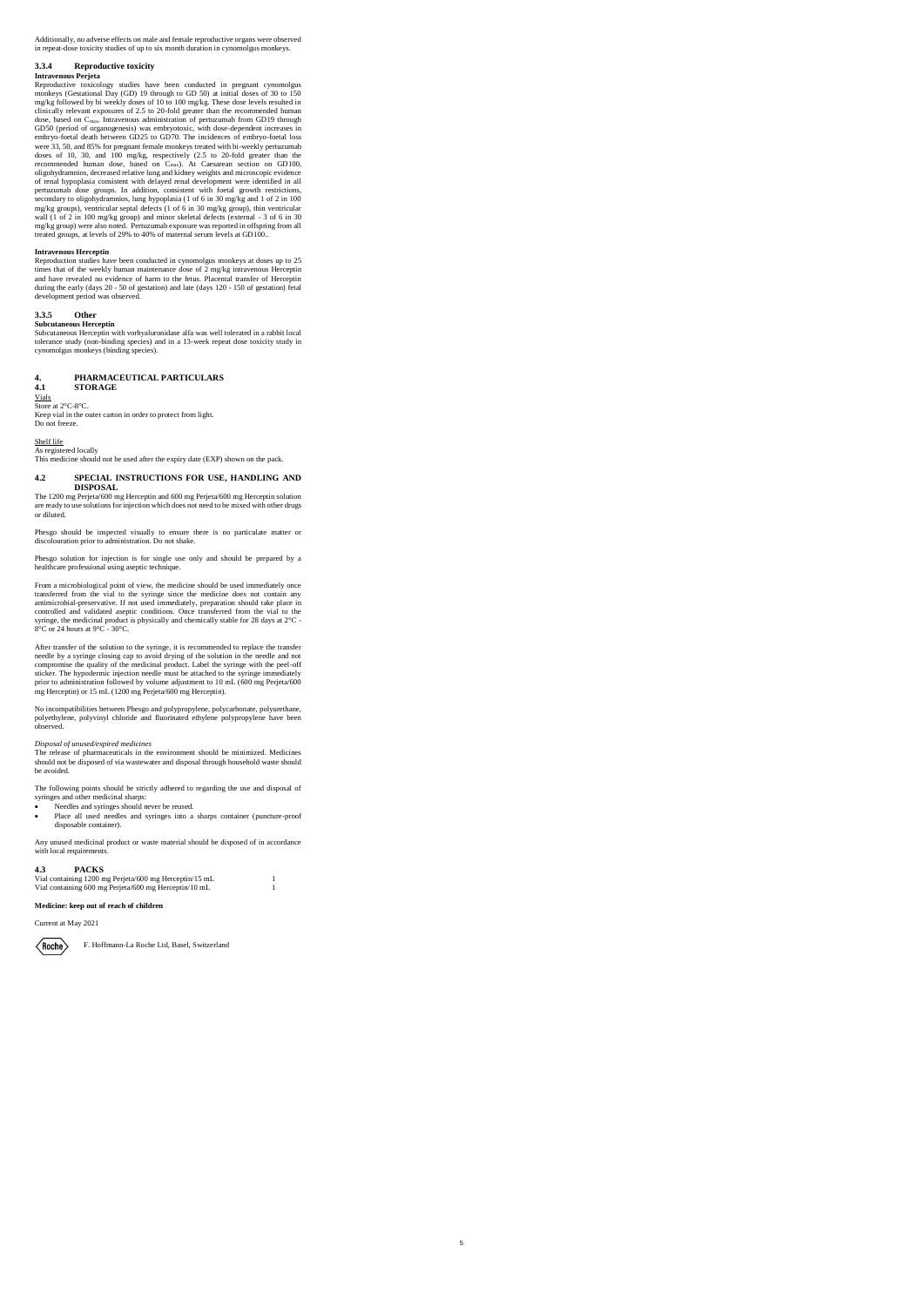Additionally, no adverse effects on male and female reproductive organs were observed in repeat-dose toxicity studies of up to six month duration in cynomolgus monkeys.

### 3.3.4 Reproductive toxicity

**Intravenous Perjeta**

Reproductive toxicology studies have been conducted in pregnant cynomolgus monkeys (Gestational Day (GD) 19 through to GD 50) at initial doses of 30 to 150 mg/kg followed by bi weekly doses of 10 to 100 mg/kg. These dose levels resulted in clinically relevant exposures of 2.5 to 20-fold greater than the recommended human dose, based on $C_{max}$. Intravenous administration of pertuzumab from GD19 through GD50 (period of organogenesis) was embryotoxic, with dose-dependent increases in embryo-foetal death between GD25 to GD70. The incidences of embryo-foetal loss were 33, 50, and 85% for pregnant female monkeys treated with bi-weekly pertuzumab doses of 10, 30, and 100 mg/kg, respectively (2.5 to 20-fold greater than the recommended human dose, based on $C_{max}$). At Caesarean section on GD100, oligohydramnios, decreased relative lung and kidney weights and microscopic evidence of renal hypoplasia consistent with delayed renal development were identified in all pertuzumab dose groups. In addition, consistent with foetal growth restrictions, secondary to oligohydramnios, lung hypoplasia (1 of 6 in 30 mg/kg and 1 of 2 in 100 mg/kg groups), ventricular septal defects (1 of 6 in 30 mg/kg group), thin ventricular wall (1 of 2 in 100 mg/kg group) and minor skeletal defects (external - 3 of 6 in 30 mg/kg group) were also noted. Pertuzumab exposure was reported in offspring from all treated groups, at levels of 29% to 40% of maternal serum levels at GD100..

**Intravenous Herceptin**

Reproduction studies have been conducted in cynomolgus monkeys at doses up to 25 times that of the weekly human maintenance dose of 2 mg/kg intravenous Herceptin and have revealed no evidence of harm to the fetus. Placental transfer of Herceptin during the early (days 20 - 50 of gestation) and late (days 120 - 150 of gestation) fetal development period was observed.

### 3.3.5 Other

**Subcutaneous Herceptin**

Subcutaneous Herceptin with vorhyaluronidase alfa was well tolerated in a rabbit local tolerance study (non-binding species) and in a 13-week repeat dose toxicity study in cynomolgus monkeys (binding species).

## 4. PHARMACEUTICAL PARTICULARS

### 4.1 STORAGE

Vials

Store at 2°C-8°C.

Keep vial in the outer carton in order to protect from light.

Do not freeze.

Shelf life

As registered locally

This medicine should not be used after the expiry date (EXP) shown on the pack.

### 4.2 SPECIAL INSTRUCTIONS FOR USE, HANDLING AND DISPOSAL

The 1200 mg Perjeta/600 mg Herceptin and 600 mg Perjeta/600 mg Herceptin solution are ready to use solutions for injection which does not need to be mixed with other drugs or diluted.

Phesgo should be inspected visually to ensure there is no particulate matter or discolouration prior to administration. Do not shake.

Phesgo solution for injection is for single use only and should be prepared by a healthcare professional using aseptic technique.

From a microbiological point of view, the medicine should be used immediately once transferred from the vial to the syringe since the medicine does not contain any antimicrobial-preservative. If not used immediately, preparation should take place in controlled and validated aseptic conditions. Once transferred from the vial to the syringe, the medicinal product is physically and chemically stable for 28 days at 2°C - 8°C or 24 hours at 9°C - 30°C.

After transfer of the solution to the syringe, it is recommended to replace the transfer needle by a syringe closing cap to avoid drying of the solution in the needle and not compromise the quality of the medicinal product. Label the syringe with the peel-off sticker. The hypodermic injection needle must be attached to the syringe immediately prior to administration followed by volume adjustment to 10 mL (600 mg Perjeta/600 mg Herceptin) or 15 mL (1200 mg Perjeta/600 mg Herceptin).

No incompatibilities between Phesgo and polypropylene, polycarbonate, polyurethane, polyethylene, polyvinyl chloride and fluorinated ethylene polypropylene have been observed.

*Disposal of unused/expired medicines*

The release of pharmaceuticals in the environment should be minimized. Medicines should not be disposed of via wastewater and disposal through household waste should be avoided.

The following points should be strictly adhered to regarding the use and disposal of syringes and other medicinal sharps:

- Needles and syringes should never be reused.
- Place all used needles and syringes into a sharps container (puncture-proof disposable container).

Any unused medicinal product or waste material should be disposed of in accordance with local requirements.

### 4.3 PACKS

| | |
|---|---|
| Vial containing 1200 mg Perjeta/600 mg Herceptin/15 mL | 1 |
| Vial containing 600 mg Perjeta/600 mg Herceptin/10 mL | 1 |

**Medicine: keep out of reach of children**

Current at May 2021

Roche

F. Hoffmann-La Roche Ltd, Basel, Switzerland